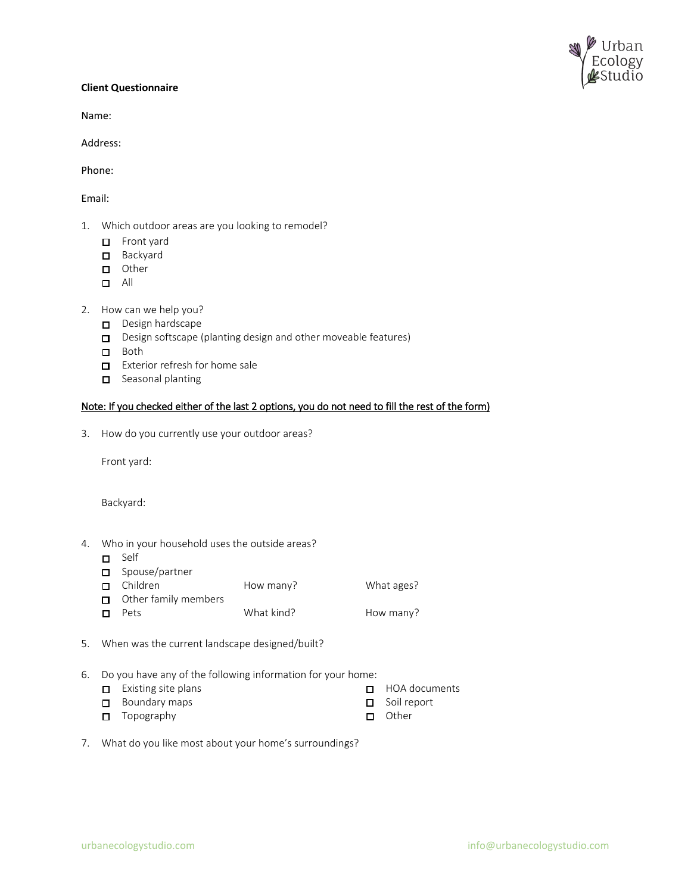**Client Questionnaire**

Name:

Address:

Phone:

Email:

1. Which outdoor areas are you looking to remodel?
   - ☐ Front yard
   - ☐ Backyard
   - ☐ Other
   - ☐ All

2. How can we help you?
   - ☐ Design hardscape
   - ☐ Design softscape (planting design and other moveable features)
   - ☐ Both
   - ☐ Exterior refresh for home sale
   - ☐ Seasonal planting

<u>Note: If you checked either of the last 2 options, you do not need to fill the rest of the form)</u>

3. How do you currently use your outdoor areas?

   Front yard:

   Backyard:

4. Who in your household uses the outside areas?
   - ☐ Self
   - ☐ Spouse/partner
   - ☐ Children &emsp; How many? &emsp; What ages?
   - ☐ Other family members
   - ☐ Pets &emsp; What kind? &emsp; How many?

5. When was the current landscape designed/built?

6. Do you have any of the following information for your home:
   - ☐ Existing site plans
   - ☐ Boundary maps
   - ☐ Topography
   - ☐ HOA documents
   - ☐ Soil report
   - ☐ Other

7. What do you like most about your home's surroundings?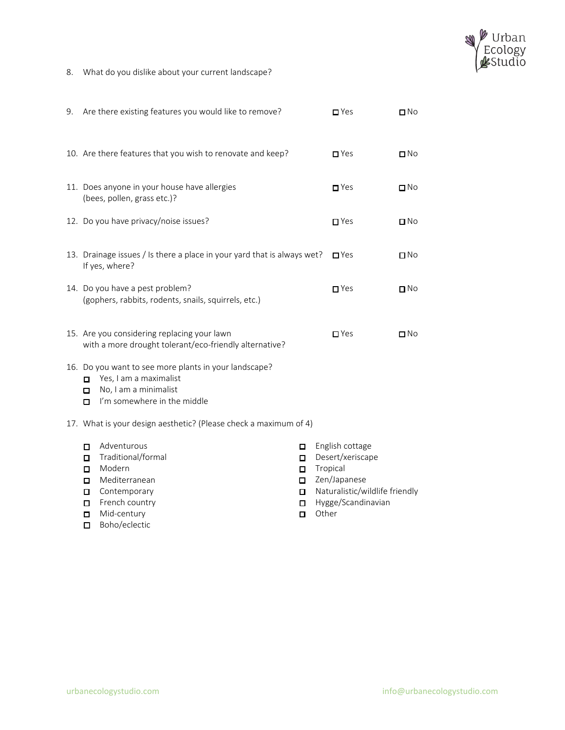8. What do you dislike about your current landscape?

9. Are there existing features you would like to remove? ☐ Yes ☐ No

10. Are there features that you wish to renovate and keep? ☐ Yes ☐ No

11. Does anyone in your house have allergies (bees, pollen, grass etc.)? ☐ Yes ☐ No

12. Do you have privacy/noise issues? ☐ Yes ☐ No

13. Drainage issues / Is there a place in your yard that is always wet? ☐ Yes ☐ No
    If yes, where?

14. Do you have a pest problem? ☐ Yes ☐ No
    (gophers, rabbits, rodents, snails, squirrels, etc.)

15. Are you considering replacing your lawn with a more drought tolerant/eco-friendly alternative? ☐ Yes ☐ No

16. Do you want to see more plants in your landscape?
    - ☐ Yes, I am a maximalist
    - ☐ No, I am a minimalist
    - ☐ I'm somewhere in the middle

17. What is your design aesthetic? (Please check a maximum of 4)
    - ☐ Adventurous
    - ☐ Traditional/formal
    - ☐ Modern
    - ☐ Mediterranean
    - ☐ Contemporary
    - ☐ French country
    - ☐ Mid-century
    - ☐ Boho/eclectic
    - ☐ English cottage
    - ☐ Desert/xeriscape
    - ☐ Tropical
    - ☐ Zen/Japanese
    - ☐ Naturalistic/wildlife friendly
    - ☐ Hygge/Scandinavian
    - ☐ Other

urbanecologystudio.com info@urbanecologystudio.com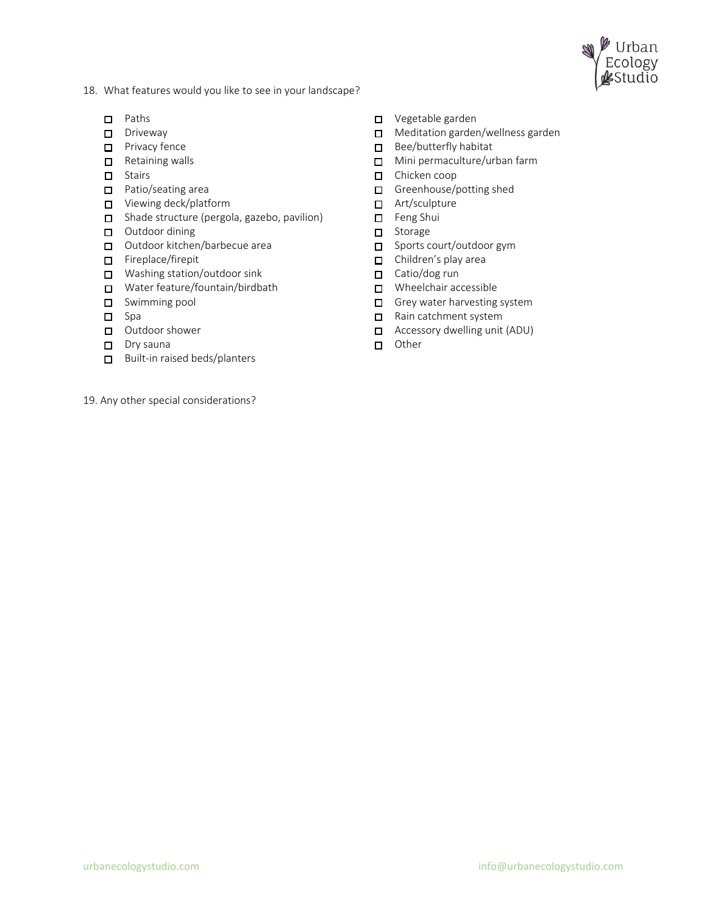18. What features would you like to see in your landscape?

- ☐ Paths
- ☐ Driveway
- ☐ Privacy fence
- ☐ Retaining walls
- ☐ Stairs
- ☐ Patio/seating area
- ☐ Viewing deck/platform
- ☐ Shade structure (pergola, gazebo, pavilion)
- ☐ Outdoor dining
- ☐ Outdoor kitchen/barbecue area
- ☐ Fireplace/firepit
- ☐ Washing station/outdoor sink
- ☐ Water feature/fountain/birdbath
- ☐ Swimming pool
- ☐ Spa
- ☐ Outdoor shower
- ☐ Dry sauna
- ☐ Built-in raised beds/planters
- ☐ Vegetable garden
- ☐ Meditation garden/wellness garden
- ☐ Bee/butterfly habitat
- ☐ Mini permaculture/urban farm
- ☐ Chicken coop
- ☐ Greenhouse/potting shed
- ☐ Art/sculpture
- ☐ Feng Shui
- ☐ Storage
- ☐ Sports court/outdoor gym
- ☐ Children's play area
- ☐ Catio/dog run
- ☐ Wheelchair accessible
- ☐ Grey water harvesting system
- ☐ Rain catchment system
- ☐ Accessory dwelling unit (ADU)
- ☐ Other

19. Any other special considerations?